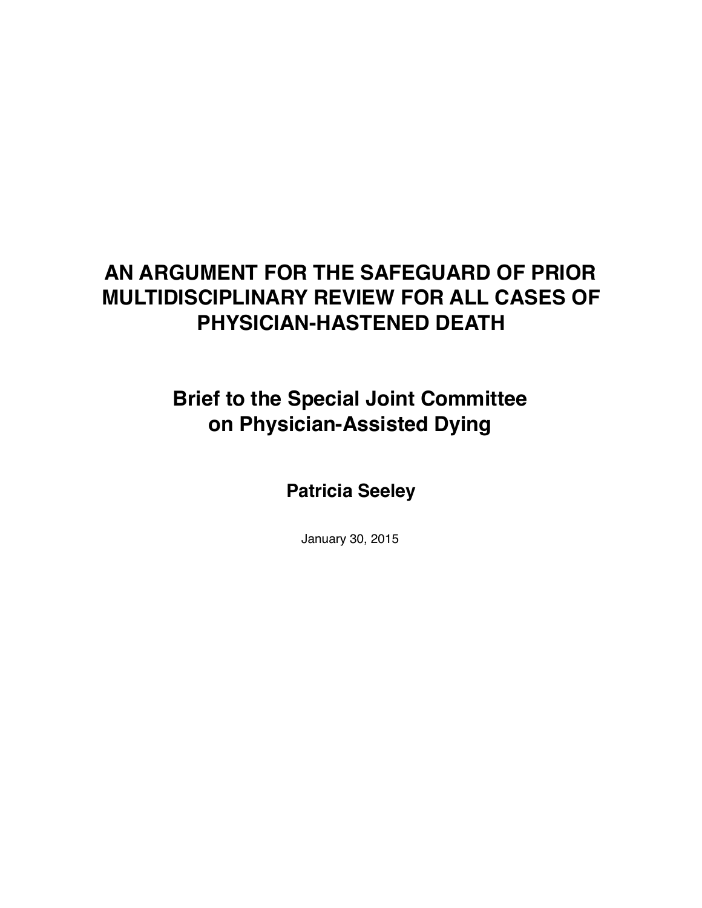# AN ARGUMENT FOR THE SAFEGUARD OF PRIOR MULTIDISCIPLINARY REVIEW FOR ALL CASES OF PHYSICIAN-HASTENED DEATH

## Brief to the Special Joint Committee on Physician-Assisted Dying

**Patricia Seeley**

January 30, 2015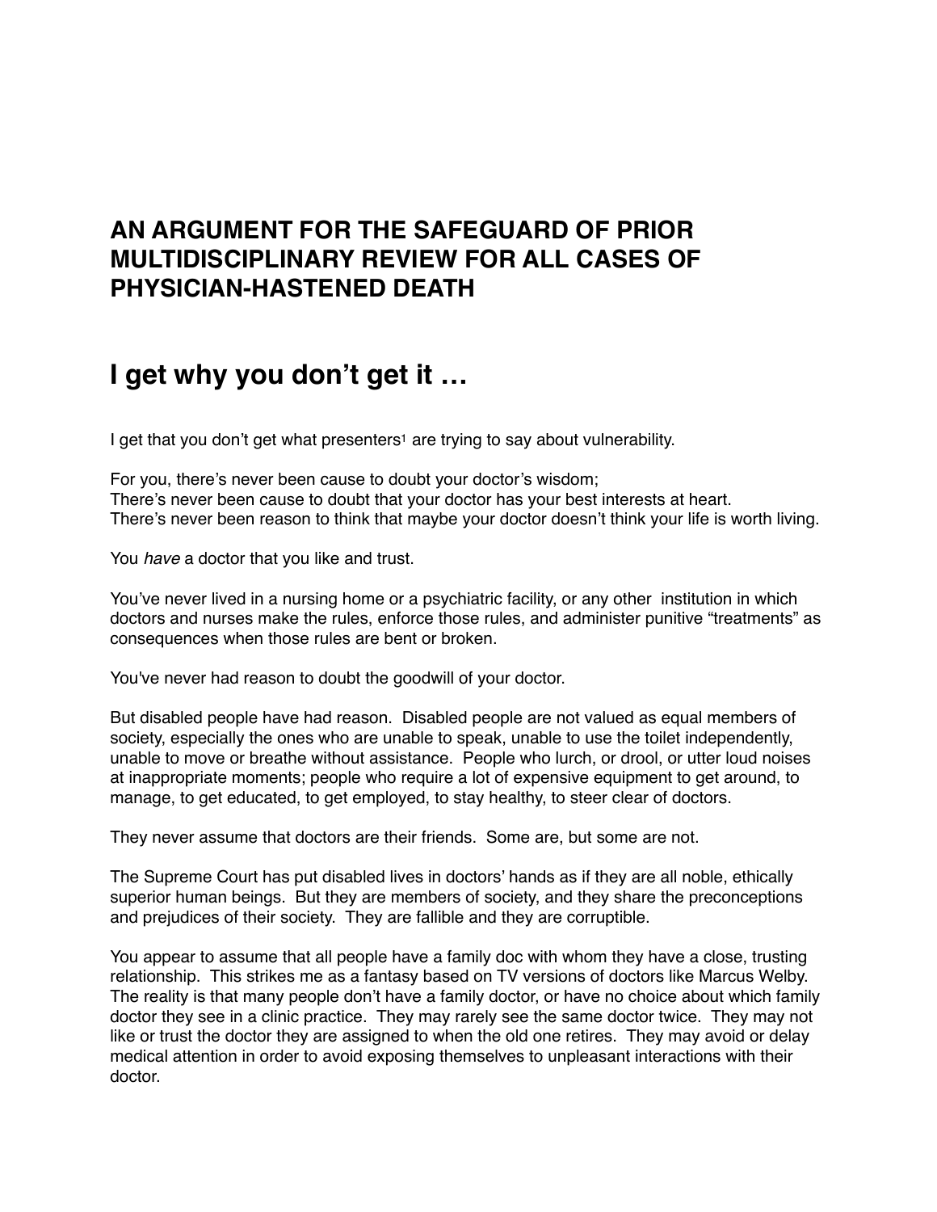# AN ARGUMENT FOR THE SAFEGUARD OF PRIOR MULTIDISCIPLINARY REVIEW FOR ALL CASES OF PHYSICIAN-HASTENED DEATH

## I get why you don't get it …

I get that you don't get what presenters[1] are trying to say about vulnerability.

For you, there's never been cause to doubt your doctor's wisdom;
There's never been cause to doubt that your doctor has your best interests at heart.
There's never been reason to think that maybe your doctor doesn't think your life is worth living.

You *have* a doctor that you like and trust.

You've never lived in a nursing home or a psychiatric facility, or any other institution in which doctors and nurses make the rules, enforce those rules, and administer punitive "treatments" as consequences when those rules are bent or broken.

You've never had reason to doubt the goodwill of your doctor.

But disabled people have had reason. Disabled people are not valued as equal members of society, especially the ones who are unable to speak, unable to use the toilet independently, unable to move or breathe without assistance. People who lurch, or drool, or utter loud noises at inappropriate moments; people who require a lot of expensive equipment to get around, to manage, to get educated, to get employed, to stay healthy, to steer clear of doctors.

They never assume that doctors are their friends. Some are, but some are not.

The Supreme Court has put disabled lives in doctors' hands as if they are all noble, ethically superior human beings. But they are members of society, and they share the preconceptions and prejudices of their society. They are fallible and they are corruptible.

You appear to assume that all people have a family doc with whom they have a close, trusting relationship. This strikes me as a fantasy based on TV versions of doctors like Marcus Welby. The reality is that many people don't have a family doctor, or have no choice about which family doctor they see in a clinic practice. They may rarely see the same doctor twice. They may not like or trust the doctor they are assigned to when the old one retires. They may avoid or delay medical attention in order to avoid exposing themselves to unpleasant interactions with their doctor.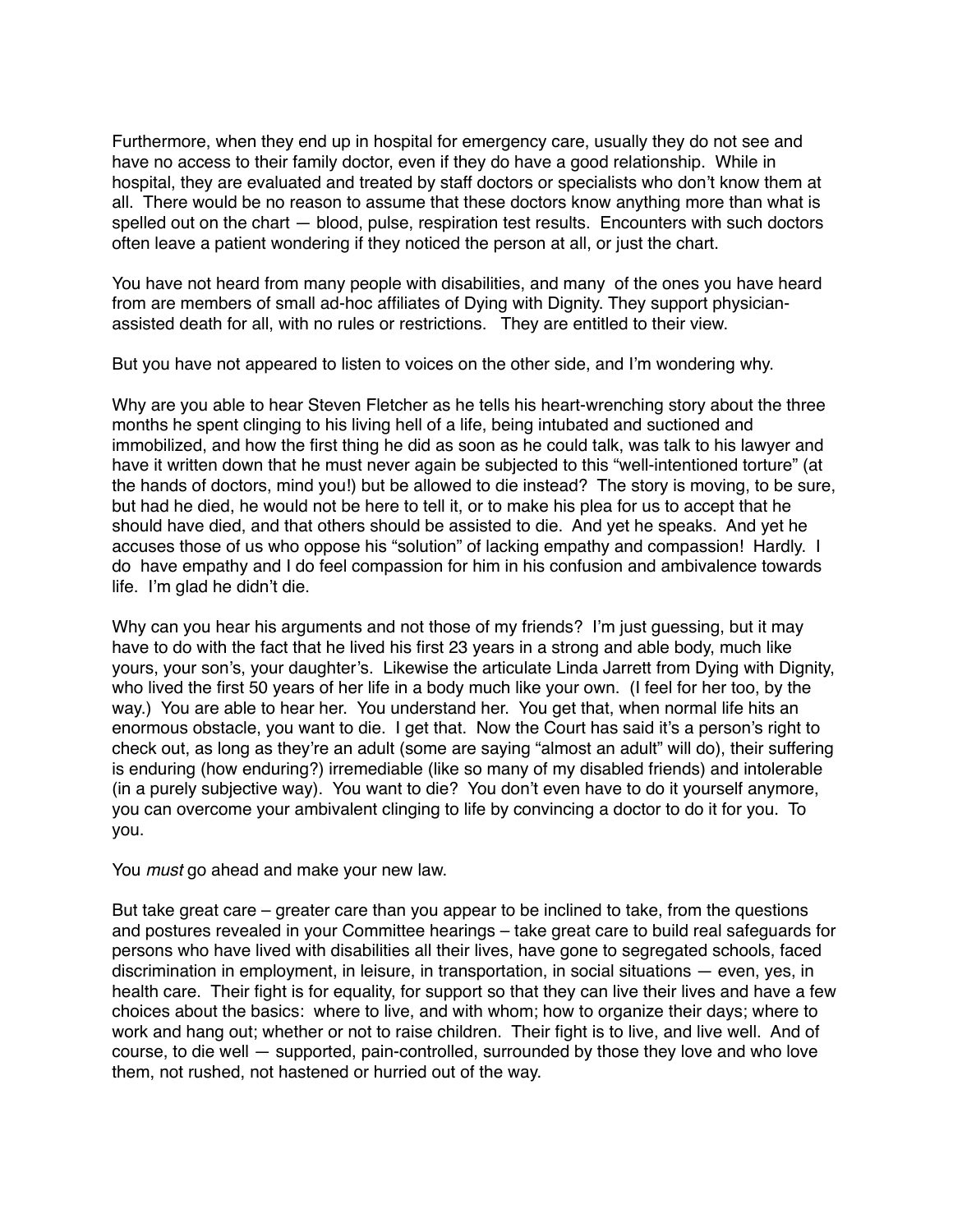Furthermore, when they end up in hospital for emergency care, usually they do not see and have no access to their family doctor, even if they do have a good relationship. While in hospital, they are evaluated and treated by staff doctors or specialists who don't know them at all. There would be no reason to assume that these doctors know anything more than what is spelled out on the chart — blood, pulse, respiration test results. Encounters with such doctors often leave a patient wondering if they noticed the person at all, or just the chart.

You have not heard from many people with disabilities, and many of the ones you have heard from are members of small ad-hoc affiliates of Dying with Dignity. They support physician-assisted death for all, with no rules or restrictions. They are entitled to their view.

But you have not appeared to listen to voices on the other side, and I'm wondering why.

Why are you able to hear Steven Fletcher as he tells his heart-wrenching story about the three months he spent clinging to his living hell of a life, being intubated and suctioned and immobilized, and how the first thing he did as soon as he could talk, was talk to his lawyer and have it written down that he must never again be subjected to this "well-intentioned torture" (at the hands of doctors, mind you!) but be allowed to die instead? The story is moving, to be sure, but had he died, he would not be here to tell it, or to make his plea for us to accept that he should have died, and that others should be assisted to die. And yet he speaks. And yet he accuses those of us who oppose his "solution" of lacking empathy and compassion! Hardly. I do have empathy and I do feel compassion for him in his confusion and ambivalence towards life. I'm glad he didn't die.

Why can you hear his arguments and not those of my friends? I'm just guessing, but it may have to do with the fact that he lived his first 23 years in a strong and able body, much like yours, your son's, your daughter's. Likewise the articulate Linda Jarrett from Dying with Dignity, who lived the first 50 years of her life in a body much like your own. (I feel for her too, by the way.) You are able to hear her. You understand her. You get that, when normal life hits an enormous obstacle, you want to die. I get that. Now the Court has said it's a person's right to check out, as long as they're an adult (some are saying "almost an adult" will do), their suffering is enduring (how enduring?) irremediable (like so many of my disabled friends) and intolerable (in a purely subjective way). You want to die? You don't even have to do it yourself anymore, you can overcome your ambivalent clinging to life by convincing a doctor to do it for you. To you.

You *must* go ahead and make your new law.

But take great care – greater care than you appear to be inclined to take, from the questions and postures revealed in your Committee hearings – take great care to build real safeguards for persons who have lived with disabilities all their lives, have gone to segregated schools, faced discrimination in employment, in leisure, in transportation, in social situations — even, yes, in health care. Their fight is for equality, for support so that they can live their lives and have a few choices about the basics: where to live, and with whom; how to organize their days; where to work and hang out; whether or not to raise children. Their fight is to live, and live well. And of course, to die well — supported, pain-controlled, surrounded by those they love and who love them, not rushed, not hastened or hurried out of the way.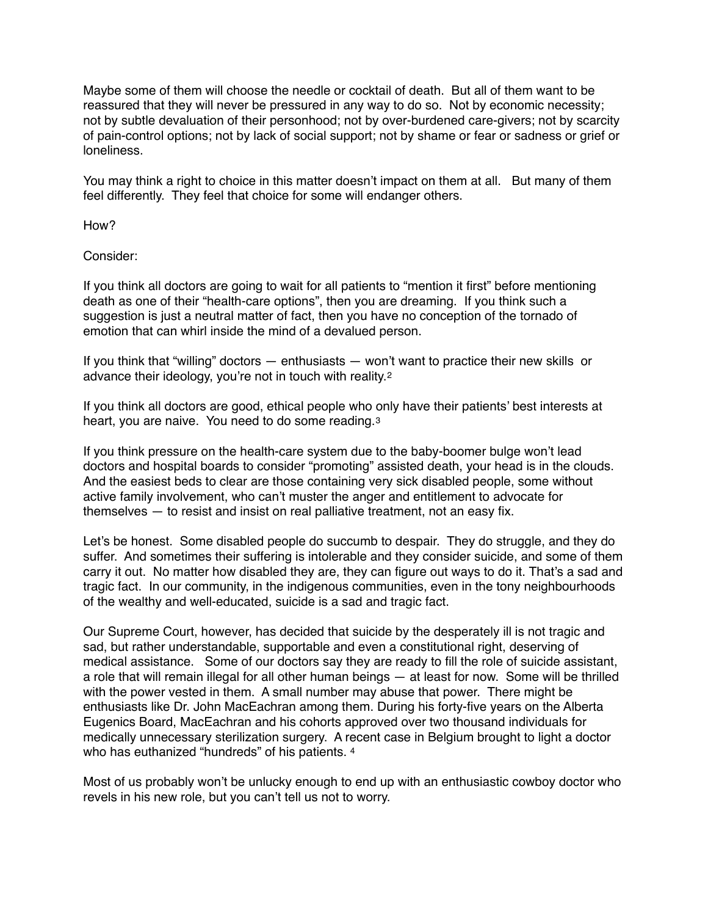Maybe some of them will choose the needle or cocktail of death. But all of them want to be reassured that they will never be pressured in any way to do so. Not by economic necessity; not by subtle devaluation of their personhood; not by over-burdened care-givers; not by scarcity of pain-control options; not by lack of social support; not by shame or fear or sadness or grief or loneliness.

You may think a right to choice in this matter doesn't impact on them at all. But many of them feel differently. They feel that choice for some will endanger others.

How?

Consider:

If you think all doctors are going to wait for all patients to "mention it first" before mentioning death as one of their "health-care options", then you are dreaming. If you think such a suggestion is just a neutral matter of fact, then you have no conception of the tornado of emotion that can whirl inside the mind of a devalued person.

If you think that "willing" doctors — enthusiasts — won't want to practice their new skills or advance their ideology, you're not in touch with reality.[2]

If you think all doctors are good, ethical people who only have their patients' best interests at heart, you are naive. You need to do some reading.[3]

If you think pressure on the health-care system due to the baby-boomer bulge won't lead doctors and hospital boards to consider "promoting" assisted death, your head is in the clouds. And the easiest beds to clear are those containing very sick disabled people, some without active family involvement, who can't muster the anger and entitlement to advocate for themselves — to resist and insist on real palliative treatment, not an easy fix.

Let's be honest. Some disabled people do succumb to despair. They do struggle, and they do suffer. And sometimes their suffering is intolerable and they consider suicide, and some of them carry it out. No matter how disabled they are, they can figure out ways to do it. That's a sad and tragic fact. In our community, in the indigenous communities, even in the tony neighbourhoods of the wealthy and well-educated, suicide is a sad and tragic fact.

Our Supreme Court, however, has decided that suicide by the desperately ill is not tragic and sad, but rather understandable, supportable and even a constitutional right, deserving of medical assistance. Some of our doctors say they are ready to fill the role of suicide assistant, a role that will remain illegal for all other human beings — at least for now. Some will be thrilled with the power vested in them. A small number may abuse that power. There might be enthusiasts like Dr. John MacEachran among them. During his forty-five years on the Alberta Eugenics Board, MacEachran and his cohorts approved over two thousand individuals for medically unnecessary sterilization surgery. A recent case in Belgium brought to light a doctor who has euthanized "hundreds" of his patients.[4]

Most of us probably won't be unlucky enough to end up with an enthusiastic cowboy doctor who revels in his new role, but you can't tell us not to worry.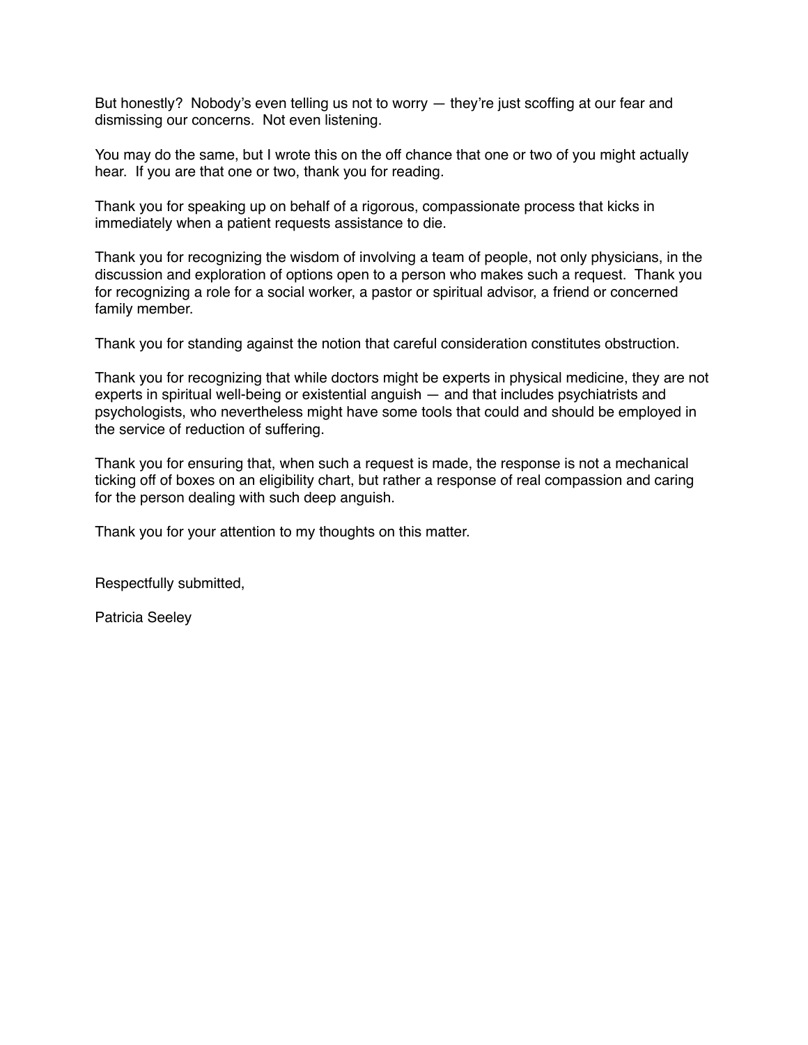But honestly? Nobody's even telling us not to worry — they're just scoffing at our fear and dismissing our concerns. Not even listening.

You may do the same, but I wrote this on the off chance that one or two of you might actually hear. If you are that one or two, thank you for reading.

Thank you for speaking up on behalf of a rigorous, compassionate process that kicks in immediately when a patient requests assistance to die.

Thank you for recognizing the wisdom of involving a team of people, not only physicians, in the discussion and exploration of options open to a person who makes such a request. Thank you for recognizing a role for a social worker, a pastor or spiritual advisor, a friend or concerned family member.

Thank you for standing against the notion that careful consideration constitutes obstruction.

Thank you for recognizing that while doctors might be experts in physical medicine, they are not experts in spiritual well-being or existential anguish — and that includes psychiatrists and psychologists, who nevertheless might have some tools that could and should be employed in the service of reduction of suffering.

Thank you for ensuring that, when such a request is made, the response is not a mechanical ticking off of boxes on an eligibility chart, but rather a response of real compassion and caring for the person dealing with such deep anguish.

Thank you for your attention to my thoughts on this matter.

Respectfully submitted,

Patricia Seeley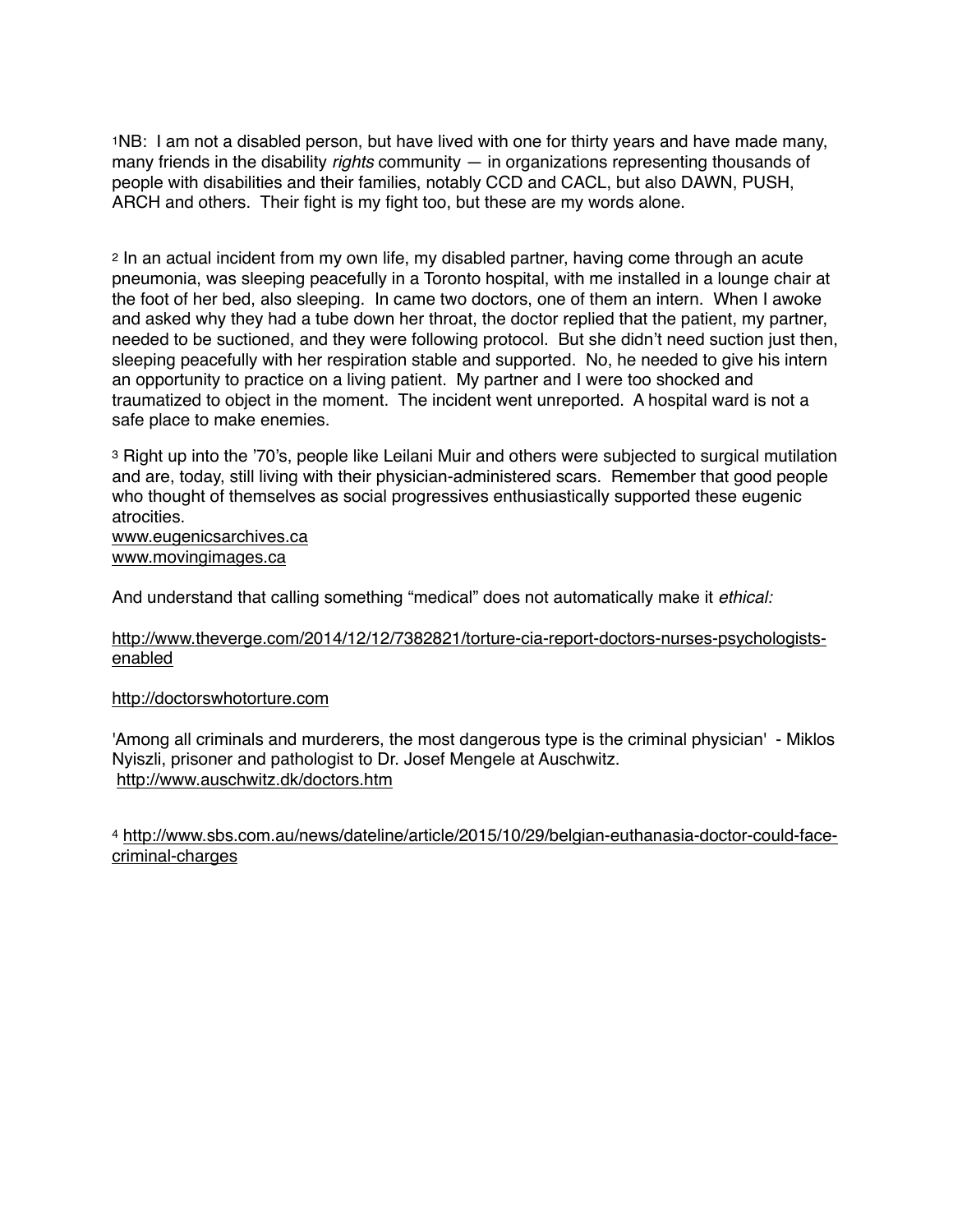[1]NB: I am not a disabled person, but have lived with one for thirty years and have made many, many friends in the disability *rights* community — in organizations representing thousands of people with disabilities and their families, notably CCD and CACL, but also DAWN, PUSH, ARCH and others. Their fight is my fight too, but these are my words alone.

[2] In an actual incident from my own life, my disabled partner, having come through an acute pneumonia, was sleeping peacefully in a Toronto hospital, with me installed in a lounge chair at the foot of her bed, also sleeping. In came two doctors, one of them an intern. When I awoke and asked why they had a tube down her throat, the doctor replied that the patient, my partner, needed to be suctioned, and they were following protocol. But she didn't need suction just then, sleeping peacefully with her respiration stable and supported. No, he needed to give his intern an opportunity to practice on a living patient. My partner and I were too shocked and traumatized to object in the moment. The incident went unreported. A hospital ward is not a safe place to make enemies.

[3] Right up into the '70's, people like Leilani Muir and others were subjected to surgical mutilation and are, today, still living with their physician-administered scars. Remember that good people who thought of themselves as social progressives enthusiastically supported these eugenic atrocities.
www.eugenicsarchives.ca
www.movingimages.ca

And understand that calling something "medical" does not automatically make it *ethical:*

http://www.theverge.com/2014/12/12/7382821/torture-cia-report-doctors-nurses-psychologists-enabled

http://doctorswhotorture.com

'Among all criminals and murderers, the most dangerous type is the criminal physician' - Miklos Nyiszli, prisoner and pathologist to Dr. Josef Mengele at Auschwitz.
http://www.auschwitz.dk/doctors.htm

[4] http://www.sbs.com.au/news/dateline/article/2015/10/29/belgian-euthanasia-doctor-could-face-criminal-charges